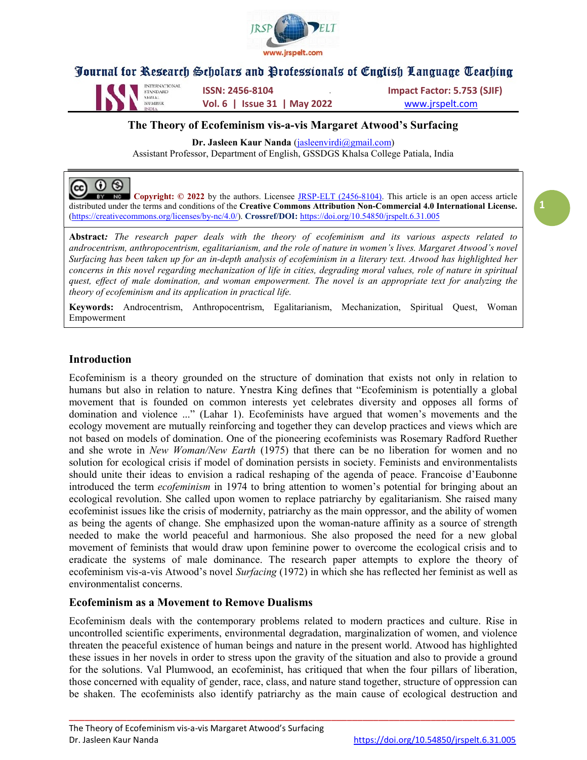# The Theory of Ecofeminism vis-a-vis Margaret Atwood's Surfacing

**Dr. Jasleen Kaur Nanda** (jasleenvirdi@gmail.com)
Assistant Professor, Department of English, GSSDGS Khalsa College Patiala, India

**Copyright: © 2022** by the authors. Licensee JRSP-ELT (2456-8104). This article is an open access article distributed under the terms and conditions of the **Creative Commons Attribution Non-Commercial 4.0 International License.** (https://creativecommons.org/licenses/by-nc/4.0/). **Crossref/DOI:** https://doi.org/10.54850/jrspelt.6.31.005

**Abstract:** *The research paper deals with the theory of ecofeminism and its various aspects related to androcentrism, anthropocentrism, egalitarianism, and the role of nature in women's lives. Margaret Atwood's novel Surfacing has been taken up for an in-depth analysis of ecofeminism in a literary text. Atwood has highlighted her concerns in this novel regarding mechanization of life in cities, degrading moral values, role of nature in spiritual quest, effect of male domination, and woman empowerment. The novel is an appropriate text for analyzing the theory of ecofeminism and its application in practical life.*

**Keywords:** Androcentrism, Anthropocentrism, Egalitarianism, Mechanization, Spiritual Quest, Woman Empowerment

## Introduction

Ecofeminism is a theory grounded on the structure of domination that exists not only in relation to humans but also in relation to nature. Ynestra King defines that "Ecofeminism is potentially a global movement that is founded on common interests yet celebrates diversity and opposes all forms of domination and violence ..." (Lahar 1). Ecofeminists have argued that women's movements and the ecology movement are mutually reinforcing and together they can develop practices and views which are not based on models of domination. One of the pioneering ecofeminists was Rosemary Radford Ruether and she wrote in *New Woman/New Earth* (1975) that there can be no liberation for women and no solution for ecological crisis if model of domination persists in society. Feminists and environmentalists should unite their ideas to envision a radical reshaping of the agenda of peace. Francoise d'Eaubonne introduced the term *ecofeminism* in 1974 to bring attention to women's potential for bringing about an ecological revolution. She called upon women to replace patriarchy by egalitarianism. She raised many ecofeminist issues like the crisis of modernity, patriarchy as the main oppressor, and the ability of women as being the agents of change. She emphasized upon the woman-nature affinity as a source of strength needed to make the world peaceful and harmonious. She also proposed the need for a new global movement of feminists that would draw upon feminine power to overcome the ecological crisis and to eradicate the systems of male dominance. The research paper attempts to explore the theory of ecofeminism vis-a-vis Atwood's novel *Surfacing* (1972) in which she has reflected her feminist as well as environmentalist concerns.

## Ecofeminism as a Movement to Remove Dualisms

Ecofeminism deals with the contemporary problems related to modern practices and culture. Rise in uncontrolled scientific experiments, environmental degradation, marginalization of women, and violence threaten the peaceful existence of human beings and nature in the present world. Atwood has highlighted these issues in her novels in order to stress upon the gravity of the situation and also to provide a ground for the solutions. Val Plumwood, an ecofeminist, has critiqued that when the four pillars of liberation, those concerned with equality of gender, race, class, and nature stand together, structure of oppression can be shaken. The ecofeminists also identify patriarchy as the main cause of ecological destruction and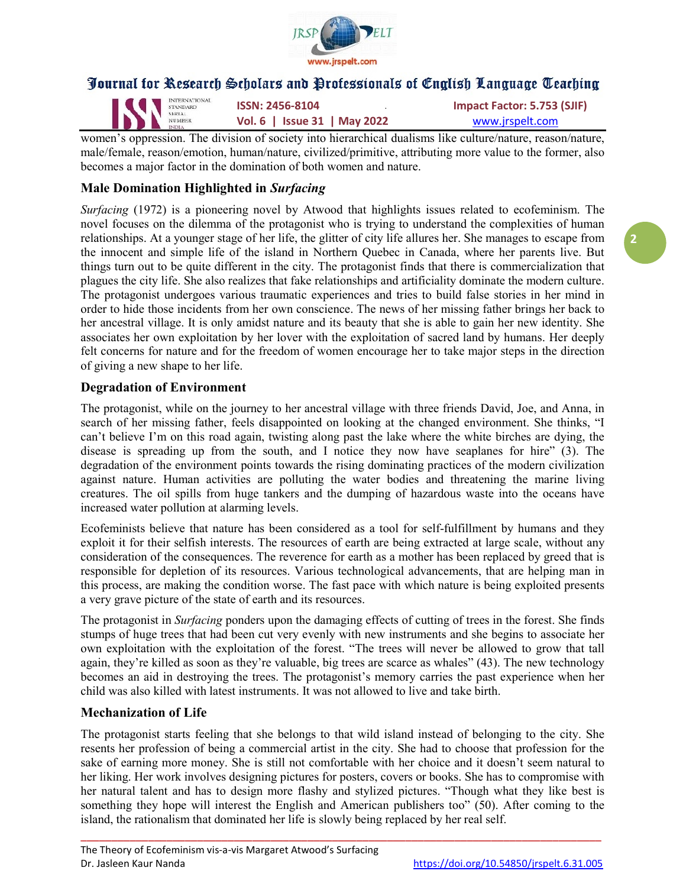women's oppression. The division of society into hierarchical dualisms like culture/nature, reason/nature, male/female, reason/emotion, human/nature, civilized/primitive, attributing more value to the former, also becomes a major factor in the domination of both women and nature.

## Male Domination Highlighted in *Surfacing*

*Surfacing* (1972) is a pioneering novel by Atwood that highlights issues related to ecofeminism. The novel focuses on the dilemma of the protagonist who is trying to understand the complexities of human relationships. At a younger stage of her life, the glitter of city life allures her. She manages to escape from the innocent and simple life of the island in Northern Quebec in Canada, where her parents live. But things turn out to be quite different in the city. The protagonist finds that there is commercialization that plagues the city life. She also realizes that fake relationships and artificiality dominate the modern culture. The protagonist undergoes various traumatic experiences and tries to build false stories in her mind in order to hide those incidents from her own conscience. The news of her missing father brings her back to her ancestral village. It is only amidst nature and its beauty that she is able to gain her new identity. She associates her own exploitation by her lover with the exploitation of sacred land by humans. Her deeply felt concerns for nature and for the freedom of women encourage her to take major steps in the direction of giving a new shape to her life.

## Degradation of Environment

The protagonist, while on the journey to her ancestral village with three friends David, Joe, and Anna, in search of her missing father, feels disappointed on looking at the changed environment. She thinks, "I can't believe I'm on this road again, twisting along past the lake where the white birches are dying, the disease is spreading up from the south, and I notice they now have seaplanes for hire" (3). The degradation of the environment points towards the rising dominating practices of the modern civilization against nature. Human activities are polluting the water bodies and threatening the marine living creatures. The oil spills from huge tankers and the dumping of hazardous waste into the oceans have increased water pollution at alarming levels.

Ecofeminists believe that nature has been considered as a tool for self-fulfillment by humans and they exploit it for their selfish interests. The resources of earth are being extracted at large scale, without any consideration of the consequences. The reverence for earth as a mother has been replaced by greed that is responsible for depletion of its resources. Various technological advancements, that are helping man in this process, are making the condition worse. The fast pace with which nature is being exploited presents a very grave picture of the state of earth and its resources.

The protagonist in *Surfacing* ponders upon the damaging effects of cutting of trees in the forest. She finds stumps of huge trees that had been cut very evenly with new instruments and she begins to associate her own exploitation with the exploitation of the forest. "The trees will never be allowed to grow that tall again, they're killed as soon as they're valuable, big trees are scarce as whales" (43). The new technology becomes an aid in destroying the trees. The protagonist's memory carries the past experience when her child was also killed with latest instruments. It was not allowed to live and take birth.

## Mechanization of Life

The protagonist starts feeling that she belongs to that wild island instead of belonging to the city. She resents her profession of being a commercial artist in the city. She had to choose that profession for the sake of earning more money. She is still not comfortable with her choice and it doesn't seem natural to her liking. Her work involves designing pictures for posters, covers or books. She has to compromise with her natural talent and has to design more flashy and stylized pictures. "Though what they like best is something they hope will interest the English and American publishers too" (50). After coming to the island, the rationalism that dominated her life is slowly being replaced by her real self.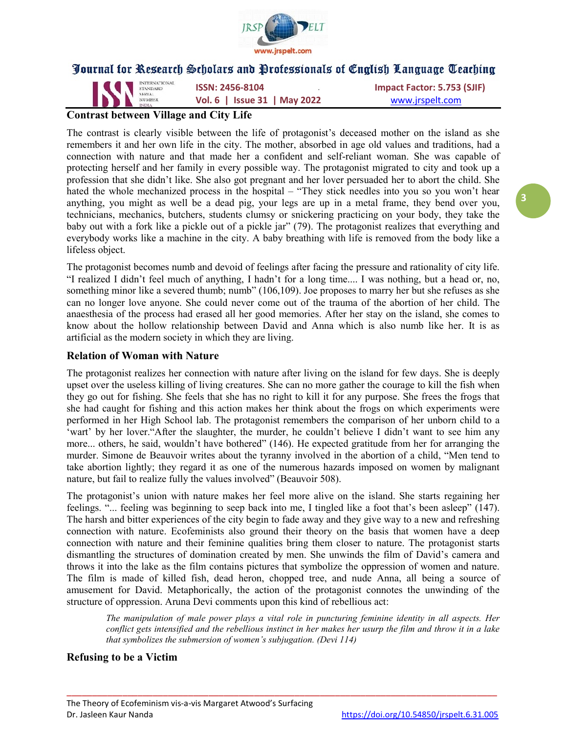## Contrast between Village and City Life

The contrast is clearly visible between the life of protagonist's deceased mother on the island as she remembers it and her own life in the city. The mother, absorbed in age old values and traditions, had a connection with nature and that made her a confident and self-reliant woman. She was capable of protecting herself and her family in every possible way. The protagonist migrated to city and took up a profession that she didn't like. She also got pregnant and her lover persuaded her to abort the child. She hated the whole mechanized process in the hospital – "They stick needles into you so you won't hear anything, you might as well be a dead pig, your legs are up in a metal frame, they bend over you, technicians, mechanics, butchers, students clumsy or snickering practicing on your body, they take the baby out with a fork like a pickle out of a pickle jar" (79). The protagonist realizes that everything and everybody works like a machine in the city. A baby breathing with life is removed from the body like a lifeless object.

The protagonist becomes numb and devoid of feelings after facing the pressure and rationality of city life. "I realized I didn't feel much of anything, I hadn't for a long time.... I was nothing, but a head or, no, something minor like a severed thumb; numb" (106,109). Joe proposes to marry her but she refuses as she can no longer love anyone. She could never come out of the trauma of the abortion of her child. The anaesthesia of the process had erased all her good memories. After her stay on the island, she comes to know about the hollow relationship between David and Anna which is also numb like her. It is as artificial as the modern society in which they are living.

## Relation of Woman with Nature

The protagonist realizes her connection with nature after living on the island for few days. She is deeply upset over the useless killing of living creatures. She can no more gather the courage to kill the fish when they go out for fishing. She feels that she has no right to kill it for any purpose. She frees the frogs that she had caught for fishing and this action makes her think about the frogs on which experiments were performed in her High School lab. The protagonist remembers the comparison of her unborn child to a 'wart' by her lover."After the slaughter, the murder, he couldn't believe I didn't want to see him any more... others, he said, wouldn't have bothered" (146). He expected gratitude from her for arranging the murder. Simone de Beauvoir writes about the tyranny involved in the abortion of a child, "Men tend to take abortion lightly; they regard it as one of the numerous hazards imposed on women by malignant nature, but fail to realize fully the values involved" (Beauvoir 508).

The protagonist's union with nature makes her feel more alive on the island. She starts regaining her feelings. "... feeling was beginning to seep back into me, I tingled like a foot that's been asleep" (147). The harsh and bitter experiences of the city begin to fade away and they give way to a new and refreshing connection with nature. Ecofeminists also ground their theory on the basis that women have a deep connection with nature and their feminine qualities bring them closer to nature. The protagonist starts dismantling the structures of domination created by men. She unwinds the film of David's camera and throws it into the lake as the film contains pictures that symbolize the oppression of women and nature. The film is made of killed fish, dead heron, chopped tree, and nude Anna, all being a source of amusement for David. Metaphorically, the action of the protagonist connotes the unwinding of the structure of oppression. Aruna Devi comments upon this kind of rebellious act:

> *The manipulation of male power plays a vital role in puncturing feminine identity in all aspects. Her conflict gets intensified and the rebellious instinct in her makes her usurp the film and throw it in a lake that symbolizes the submersion of women's subjugation. (Devi 114)*

## Refusing to be a Victim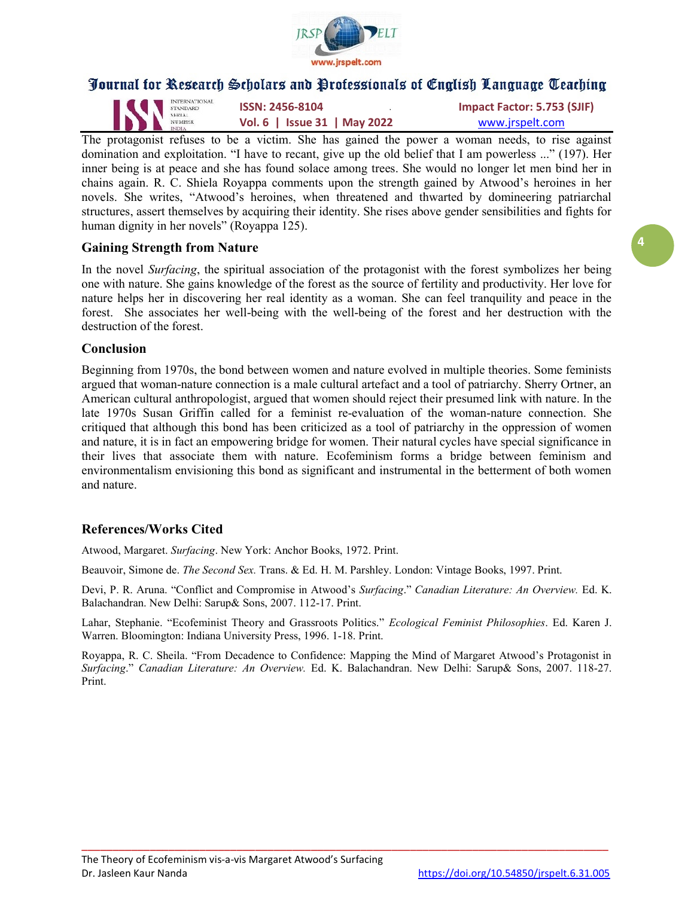The protagonist refuses to be a victim. She has gained the power a woman needs, to rise against domination and exploitation. "I have to recant, give up the old belief that I am powerless ..." (197). Her inner being is at peace and she has found solace among trees. She would no longer let men bind her in chains again. R. C. Shiela Royappa comments upon the strength gained by Atwood's heroines in her novels. She writes, "Atwood's heroines, when threatened and thwarted by domineering patriarchal structures, assert themselves by acquiring their identity. She rises above gender sensibilities and fights for human dignity in her novels" (Royappa 125).

## Gaining Strength from Nature

In the novel *Surfacing*, the spiritual association of the protagonist with the forest symbolizes her being one with nature. She gains knowledge of the forest as the source of fertility and productivity. Her love for nature helps her in discovering her real identity as a woman. She can feel tranquility and peace in the forest. She associates her well-being with the well-being of the forest and her destruction with the destruction of the forest.

## Conclusion

Beginning from 1970s, the bond between women and nature evolved in multiple theories. Some feminists argued that woman-nature connection is a male cultural artefact and a tool of patriarchy. Sherry Ortner, an American cultural anthropologist, argued that women should reject their presumed link with nature. In the late 1970s Susan Griffin called for a feminist re-evaluation of the woman-nature connection. She critiqued that although this bond has been criticized as a tool of patriarchy in the oppression of women and nature, it is in fact an empowering bridge for women. Their natural cycles have special significance in their lives that associate them with nature. Ecofeminism forms a bridge between feminism and environmentalism envisioning this bond as significant and instrumental in the betterment of both women and nature.

## References/Works Cited

Atwood, Margaret. *Surfacing*. New York: Anchor Books, 1972. Print.

Beauvoir, Simone de. *The Second Sex.* Trans. & Ed. H. M. Parshley. London: Vintage Books, 1997. Print.

Devi, P. R. Aruna. "Conflict and Compromise in Atwood's *Surfacing*." *Canadian Literature: An Overview.* Ed. K. Balachandran. New Delhi: Sarup& Sons, 2007. 112-17. Print.

Lahar, Stephanie. "Ecofeminist Theory and Grassroots Politics." *Ecological Feminist Philosophies*. Ed. Karen J. Warren. Bloomington: Indiana University Press, 1996. 1-18. Print.

Royappa, R. C. Sheila. "From Decadence to Confidence: Mapping the Mind of Margaret Atwood's Protagonist in *Surfacing*." *Canadian Literature: An Overview.* Ed. K. Balachandran. New Delhi: Sarup& Sons, 2007. 118-27. Print.